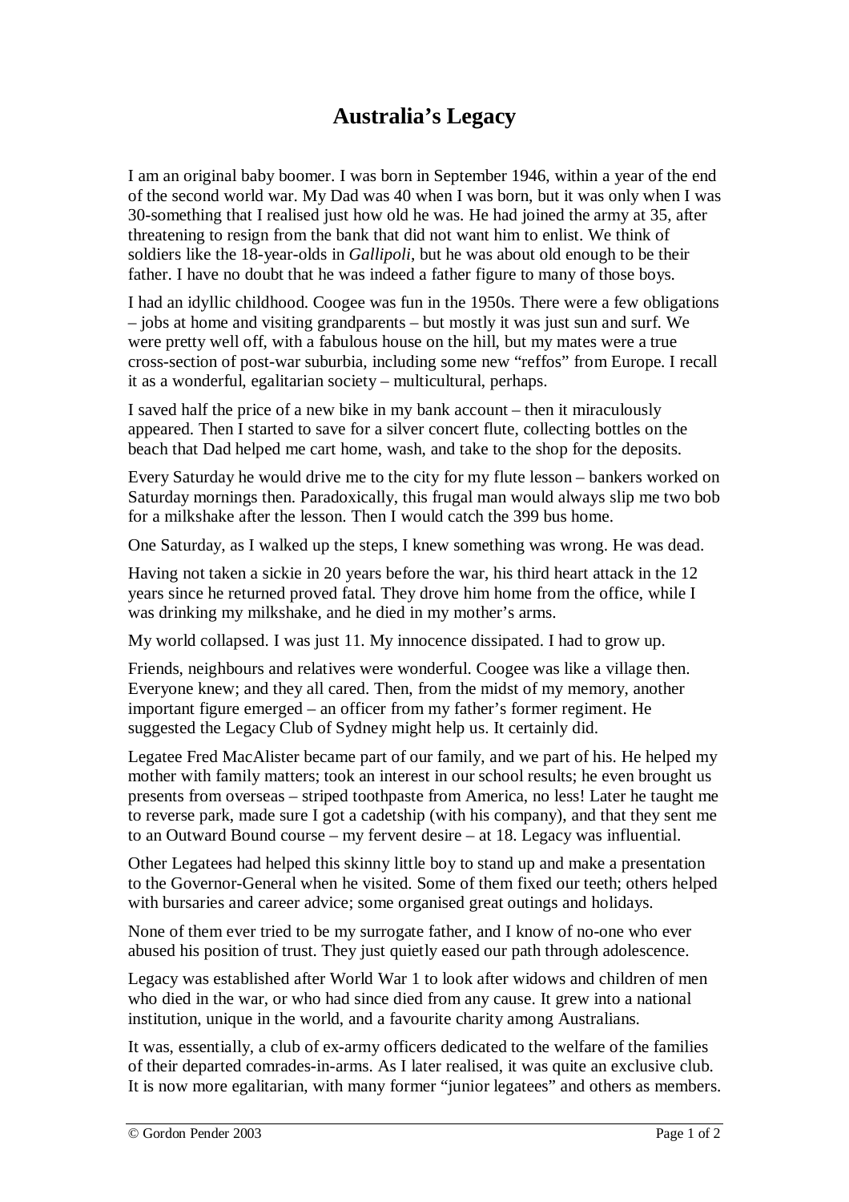# Australia's Legacy

I am an original baby boomer. I was born in September 1946, within a year of the end of the second world war. My Dad was 40 when I was born, but it was only when I was 30-something that I realised just how old he was. He had joined the army at 35, after threatening to resign from the bank that did not want him to enlist. We think of soldiers like the 18-year-olds in *Gallipoli*, but he was about old enough to be their father. I have no doubt that he was indeed a father figure to many of those boys.

I had an idyllic childhood. Coogee was fun in the 1950s. There were a few obligations – jobs at home and visiting grandparents – but mostly it was just sun and surf. We were pretty well off, with a fabulous house on the hill, but my mates were a true cross-section of post-war suburbia, including some new "reffos" from Europe. I recall it as a wonderful, egalitarian society – multicultural, perhaps.

I saved half the price of a new bike in my bank account – then it miraculously appeared. Then I started to save for a silver concert flute, collecting bottles on the beach that Dad helped me cart home, wash, and take to the shop for the deposits.

Every Saturday he would drive me to the city for my flute lesson – bankers worked on Saturday mornings then. Paradoxically, this frugal man would always slip me two bob for a milkshake after the lesson. Then I would catch the 399 bus home.

One Saturday, as I walked up the steps, I knew something was wrong. He was dead.

Having not taken a sickie in 20 years before the war, his third heart attack in the 12 years since he returned proved fatal. They drove him home from the office, while I was drinking my milkshake, and he died in my mother's arms.

My world collapsed. I was just 11. My innocence dissipated. I had to grow up.

Friends, neighbours and relatives were wonderful. Coogee was like a village then. Everyone knew; and they all cared. Then, from the midst of my memory, another important figure emerged – an officer from my father's former regiment. He suggested the Legacy Club of Sydney might help us. It certainly did.

Legatee Fred MacAlister became part of our family, and we part of his. He helped my mother with family matters; took an interest in our school results; he even brought us presents from overseas – striped toothpaste from America, no less! Later he taught me to reverse park, made sure I got a cadetship (with his company), and that they sent me to an Outward Bound course – my fervent desire – at 18. Legacy was influential.

Other Legatees had helped this skinny little boy to stand up and make a presentation to the Governor-General when he visited. Some of them fixed our teeth; others helped with bursaries and career advice; some organised great outings and holidays.

None of them ever tried to be my surrogate father, and I know of no-one who ever abused his position of trust. They just quietly eased our path through adolescence.

Legacy was established after World War 1 to look after widows and children of men who died in the war, or who had since died from any cause. It grew into a national institution, unique in the world, and a favourite charity among Australians.

It was, essentially, a club of ex-army officers dedicated to the welfare of the families of their departed comrades-in-arms. As I later realised, it was quite an exclusive club. It is now more egalitarian, with many former "junior legatees" and others as members.

© Gordon Pender 2003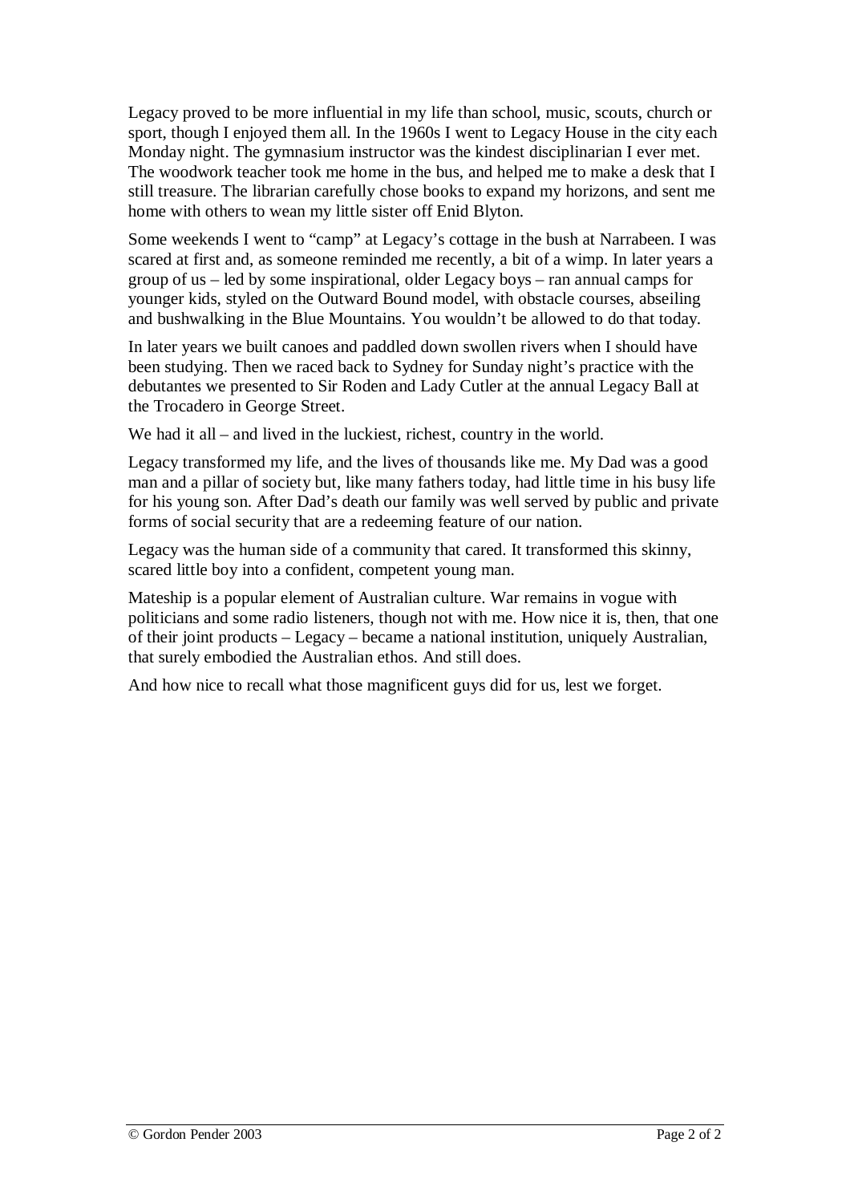Legacy proved to be more influential in my life than school, music, scouts, church or sport, though I enjoyed them all. In the 1960s I went to Legacy House in the city each Monday night. The gymnasium instructor was the kindest disciplinarian I ever met. The woodwork teacher took me home in the bus, and helped me to make a desk that I still treasure. The librarian carefully chose books to expand my horizons, and sent me home with others to wean my little sister off Enid Blyton.

Some weekends I went to “camp” at Legacy’s cottage in the bush at Narrabeen. I was scared at first and, as someone reminded me recently, a bit of a wimp. In later years a group of us – led by some inspirational, older Legacy boys – ran annual camps for younger kids, styled on the Outward Bound model, with obstacle courses, abseiling and bushwalking in the Blue Mountains. You wouldn’t be allowed to do that today.

In later years we built canoes and paddled down swollen rivers when I should have been studying. Then we raced back to Sydney for Sunday night’s practice with the debutantes we presented to Sir Roden and Lady Cutler at the annual Legacy Ball at the Trocadero in George Street.

We had it all – and lived in the luckiest, richest, country in the world.

Legacy transformed my life, and the lives of thousands like me. My Dad was a good man and a pillar of society but, like many fathers today, had little time in his busy life for his young son. After Dad’s death our family was well served by public and private forms of social security that are a redeeming feature of our nation.

Legacy was the human side of a community that cared. It transformed this skinny, scared little boy into a confident, competent young man.

Mateship is a popular element of Australian culture. War remains in vogue with politicians and some radio listeners, though not with me. How nice it is, then, that one of their joint products – Legacy – became a national institution, uniquely Australian, that surely embodied the Australian ethos. And still does.

And how nice to recall what those magnificent guys did for us, lest we forget.

© Gordon Pender 2003